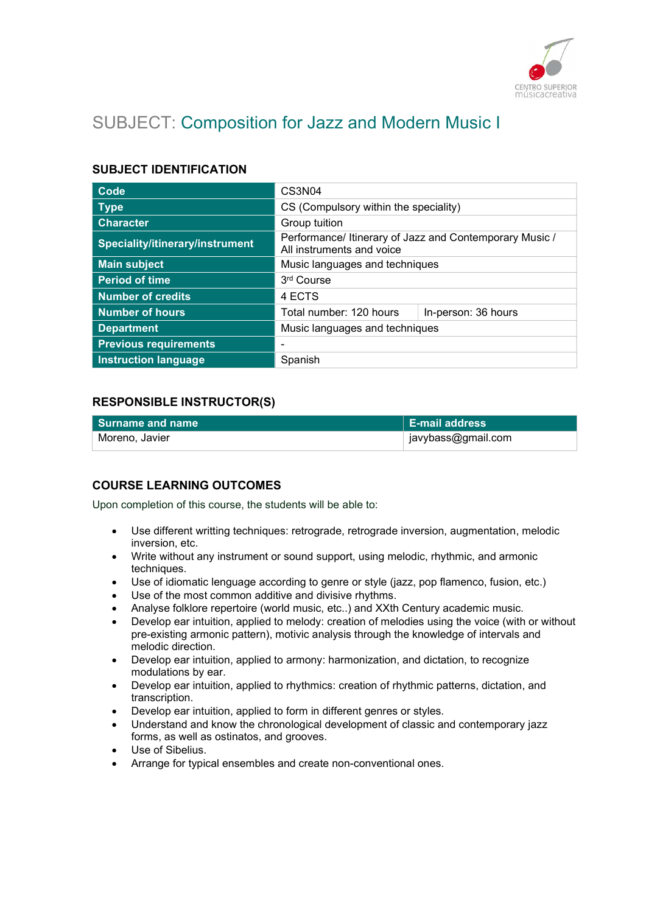# SUBJECT: Composition for Jazz and Modern Music I

## SUBJECT IDENTIFICATION

| | | |
|---|---|---|
| **Code** | CS3N04 | |
| **Type** | CS (Compulsory within the speciality) | |
| **Character** | Group tuition | |
| **Speciality/itinerary/instrument** | Performance/ Itinerary of Jazz and Contemporary Music / All instruments and voice | |
| **Main subject** | Music languages and techniques | |
| **Period of time** | 3rd Course | |
| **Number of credits** | 4 ECTS | |
| **Number of hours** | Total number: 120 hours | In-person: 36 hours |
| **Department** | Music languages and techniques | |
| **Previous requirements** | - | |
| **Instruction language** | Spanish | |

## RESPONSIBLE INSTRUCTOR(S)

| Surname and name | E-mail address |
|---|---|
| Moreno, Javier | javybass@gmail.com |

## COURSE LEARNING OUTCOMES

Upon completion of this course, the students will be able to:

- Use different writting techniques: retrograde, retrograde inversion, augmentation, melodic inversion, etc.
- Write without any instrument or sound support, using melodic, rhythmic, and armonic techniques.
- Use of idiomatic lenguage according to genre or style (jazz, pop flamenco, fusion, etc.)
- Use of the most common additive and divisive rhythms.
- Analyse folklore repertoire (world music, etc..) and XXth Century academic music.
- Develop ear intuition, applied to melody: creation of melodies using the voice (with or without pre-existing armonic pattern), motivic analysis through the knowledge of intervals and melodic direction.
- Develop ear intuition, applied to armony: harmonization, and dictation, to recognize modulations by ear.
- Develop ear intuition, applied to rhythmics: creation of rhythmic patterns, dictation, and transcription.
- Develop ear intuition, applied to form in different genres or styles.
- Understand and know the chronological development of classic and contemporary jazz forms, as well as ostinatos, and grooves.
- Use of Sibelius.
- Arrange for typical ensembles and create non-conventional ones.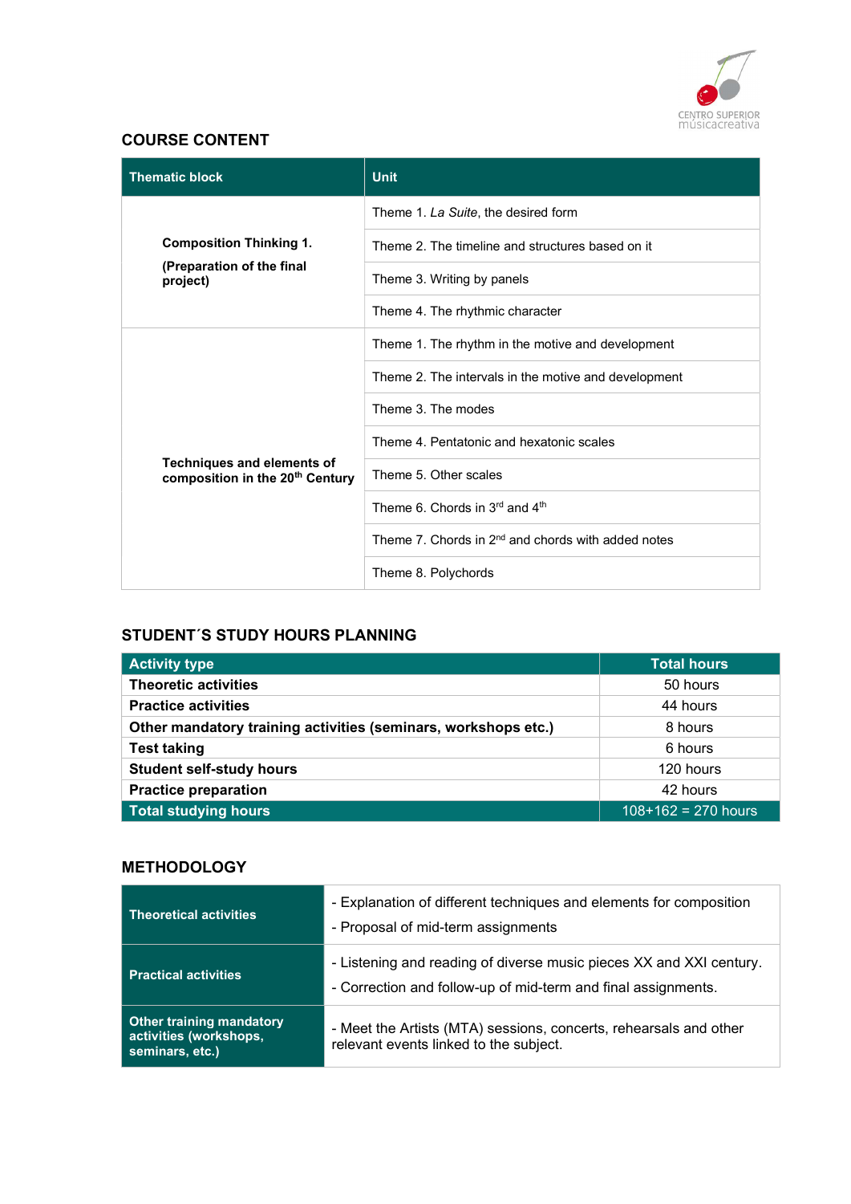## COURSE CONTENT

| Thematic block | Unit |
|---|---|
| **Composition Thinking 1. (Preparation of the final project)** | Theme 1. *La Suite*, the desired form |
| | Theme 2. The timeline and structures based on it |
| | Theme 3. Writing by panels |
| | Theme 4. The rhythmic character |
| **Techniques and elements of composition in the 20th Century** | Theme 1. The rhythm in the motive and development |
| | Theme 2. The intervals in the motive and development |
| | Theme 3. The modes |
| | Theme 4. Pentatonic and hexatonic scales |
| | Theme 5. Other scales |
| | Theme 6. Chords in 3rd and 4th |
| | Theme 7. Chords in 2nd and chords with added notes |
| | Theme 8. Polychords |

## STUDENT´S STUDY HOURS PLANNING

| Activity type | Total hours |
|---|---|
| **Theoretic activities** | 50 hours |
| **Practice activities** | 44 hours |
| **Other mandatory training activities (seminars, workshops etc.)** | 8 hours |
| **Test taking** | 6 hours |
| **Student self-study hours** | 120 hours |
| **Practice preparation** | 42 hours |
| **Total studying hours** | 108+162 = 270 hours |

## METHODOLOGY

| | |
|---|---|
| **Theoretical activities** | - Explanation of different techniques and elements for composition<br>- Proposal of mid-term assignments |
| **Practical activities** | - Listening and reading of diverse music pieces XX and XXI century.<br>- Correction and follow-up of mid-term and final assignments. |
| **Other training mandatory activities (workshops, seminars, etc.)** | - Meet the Artists (MTA) sessions, concerts, rehearsals and other relevant events linked to the subject. |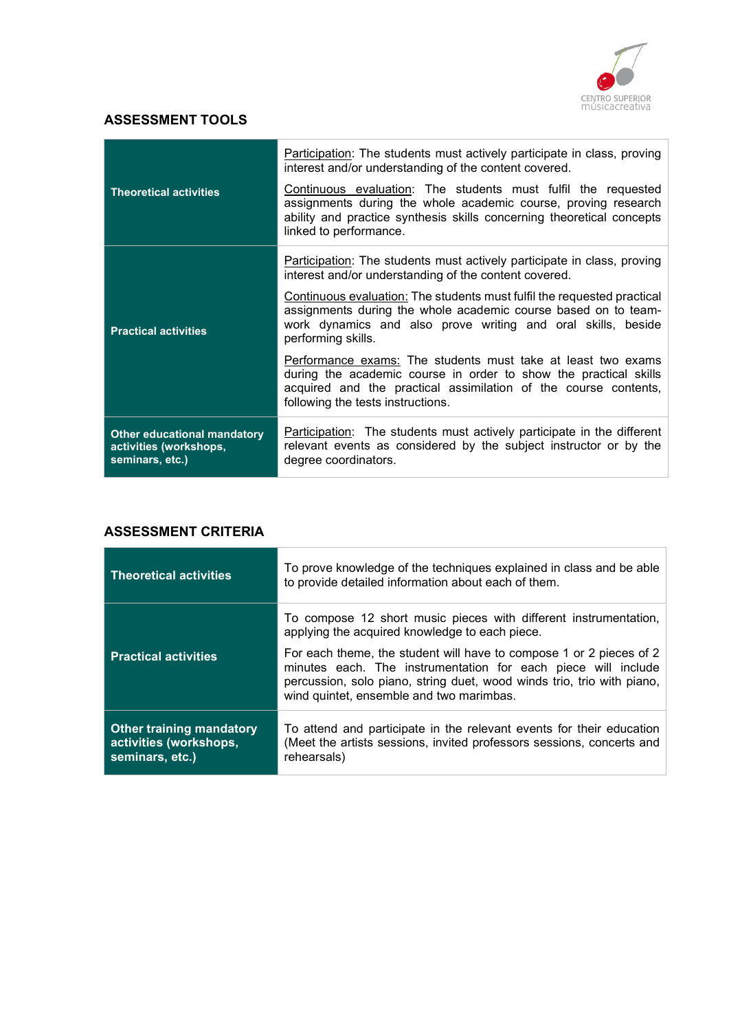## ASSESSMENT TOOLS

| | |
|---|---|
| **Theoretical activities** | Participation: The students must actively participate in class, proving interest and/or understanding of the content covered.<br><br>Continuous evaluation: The students must fulfil the requested assignments during the whole academic course, proving research ability and practice synthesis skills concerning theoretical concepts linked to performance. |
| **Practical activities** | Participation: The students must actively participate in class, proving interest and/or understanding of the content covered.<br><br>Continuous evaluation: The students must fulfil the requested practical assignments during the whole academic course based on to team-work dynamics and also prove writing and oral skills, beside performing skills.<br><br>Performance exams: The students must take at least two exams during the academic course in order to show the practical skills acquired and the practical assimilation of the course contents, following the tests instructions. |
| **Other educational mandatory activities (workshops, seminars, etc.)** | Participation: The students must actively participate in the different relevant events as considered by the subject instructor or by the degree coordinators. |

## ASSESSMENT CRITERIA

| | |
|---|---|
| **Theoretical activities** | To prove knowledge of the techniques explained in class and be able to provide detailed information about each of them. |
| **Practical activities** | To compose 12 short music pieces with different instrumentation, applying the acquired knowledge to each piece.<br><br>For each theme, the student will have to compose 1 or 2 pieces of 2 minutes each. The instrumentation for each piece will include percussion, solo piano, string duet, wood winds trio, trio with piano, wind quintet, ensemble and two marimbas. |
| **Other training mandatory activities (workshops, seminars, etc.)** | To attend and participate in the relevant events for their education (Meet the artists sessions, invited professors sessions, concerts and rehearsals) |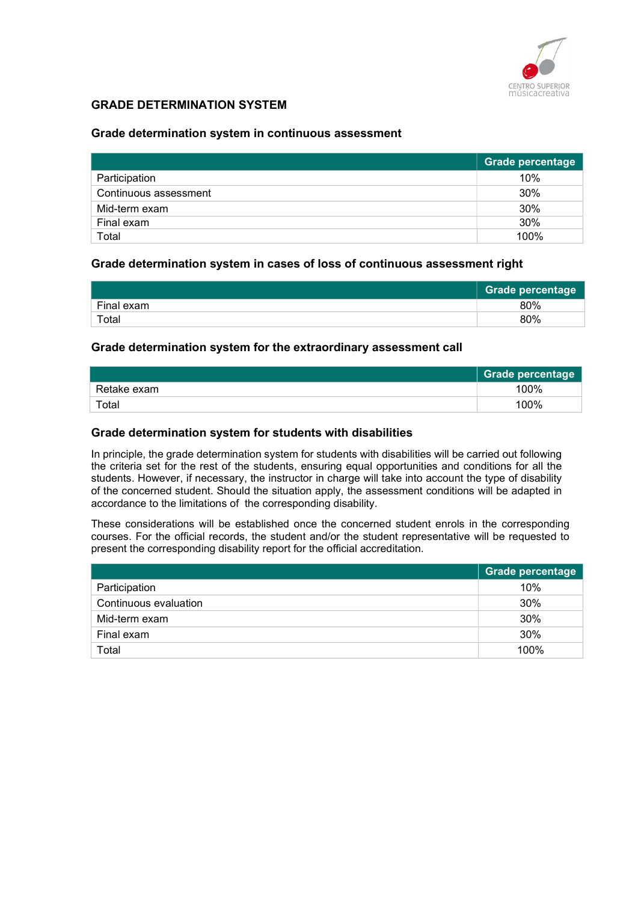## GRADE DETERMINATION SYSTEM

### Grade determination system in continuous assessment

| | Grade percentage |
|---|---|
| Participation | 10% |
| Continuous assessment | 30% |
| Mid-term exam | 30% |
| Final exam | 30% |
| Total | 100% |

### Grade determination system in cases of loss of continuous assessment right

| | Grade percentage |
|---|---|
| Final exam | 80% |
| Total | 80% |

### Grade determination system for the extraordinary assessment call

| | Grade percentage |
|---|---|
| Retake exam | 100% |
| Total | 100% |

### Grade determination system for students with disabilities

In principle, the grade determination system for students with disabilities will be carried out following the criteria set for the rest of the students, ensuring equal opportunities and conditions for all the students. However, if necessary, the instructor in charge will take into account the type of disability of the concerned student. Should the situation apply, the assessment conditions will be adapted in accordance to the limitations of the corresponding disability.

These considerations will be established once the concerned student enrols in the corresponding courses. For the official records, the student and/or the student representative will be requested to present the corresponding disability report for the official accreditation.

| | Grade percentage |
|---|---|
| Participation | 10% |
| Continuous evaluation | 30% |
| Mid-term exam | 30% |
| Final exam | 30% |
| Total | 100% |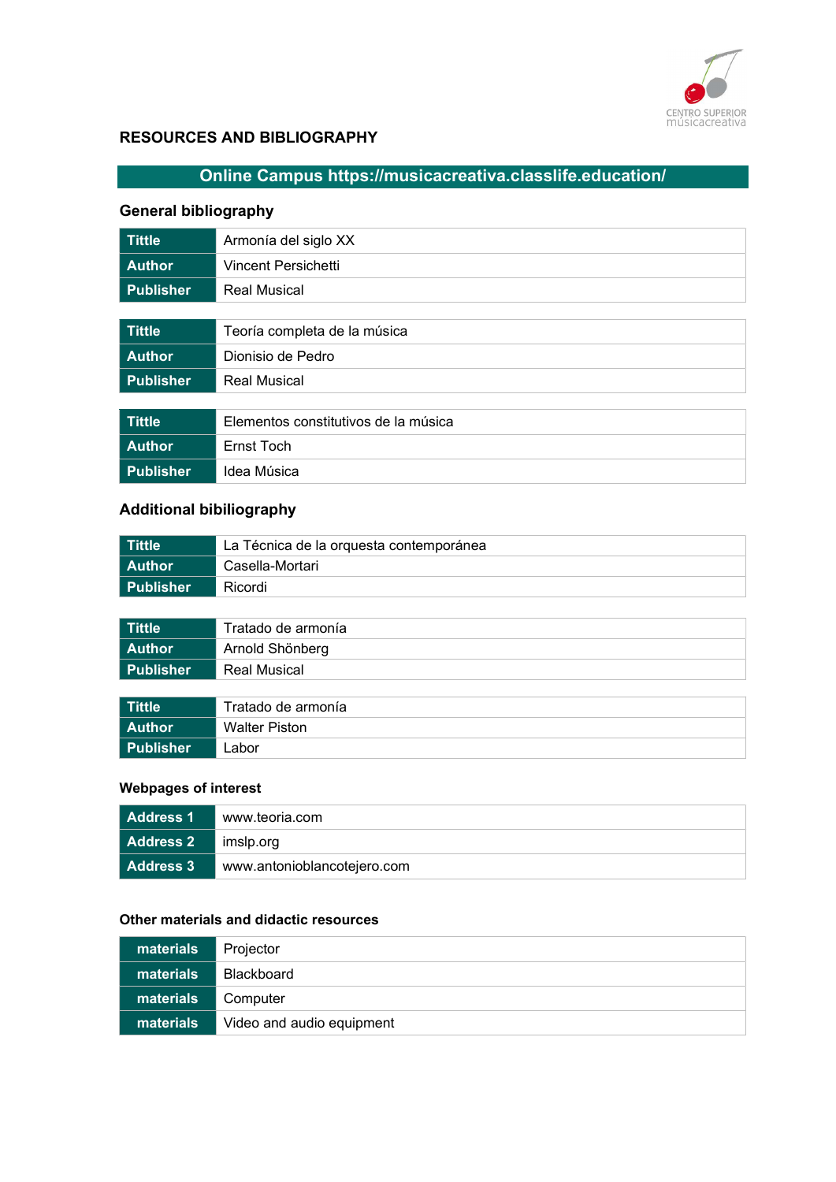## RESOURCES AND BIBLIOGRAPHY

**Online Campus https://musicacreativa.classlife.education/**

### General bibliography

| | |
|---|---|
| **Tittle** | Armonía del siglo XX |
| **Author** | Vincent Persichetti |
| **Publisher** | Real Musical |

| | |
|---|---|
| **Tittle** | Teoría completa de la música |
| **Author** | Dionisio de Pedro |
| **Publisher** | Real Musical |

| | |
|---|---|
| **Tittle** | Elementos constitutivos de la música |
| **Author** | Ernst Toch |
| **Publisher** | Idea Música |

### Additional bibiliography

| | |
|---|---|
| **Tittle** | La Técnica de la orquesta contemporánea |
| **Author** | Casella-Mortari |
| **Publisher** | Ricordi |

| | |
|---|---|
| **Tittle** | Tratado de armonía |
| **Author** | Arnold Shönberg |
| **Publisher** | Real Musical |

| | |
|---|---|
| **Tittle** | Tratado de armonía |
| **Author** | Walter Piston |
| **Publisher** | Labor |

### Webpages of interest

| | |
|---|---|
| **Address 1** | www.teoria.com |
| **Address 2** | imslp.org |
| **Address 3** | www.antonioblancotejero.com |

### Other materials and didactic resources

| | |
|---|---|
| **materials** | Projector |
| **materials** | Blackboard |
| **materials** | Computer |
| **materials** | Video and audio equipment |